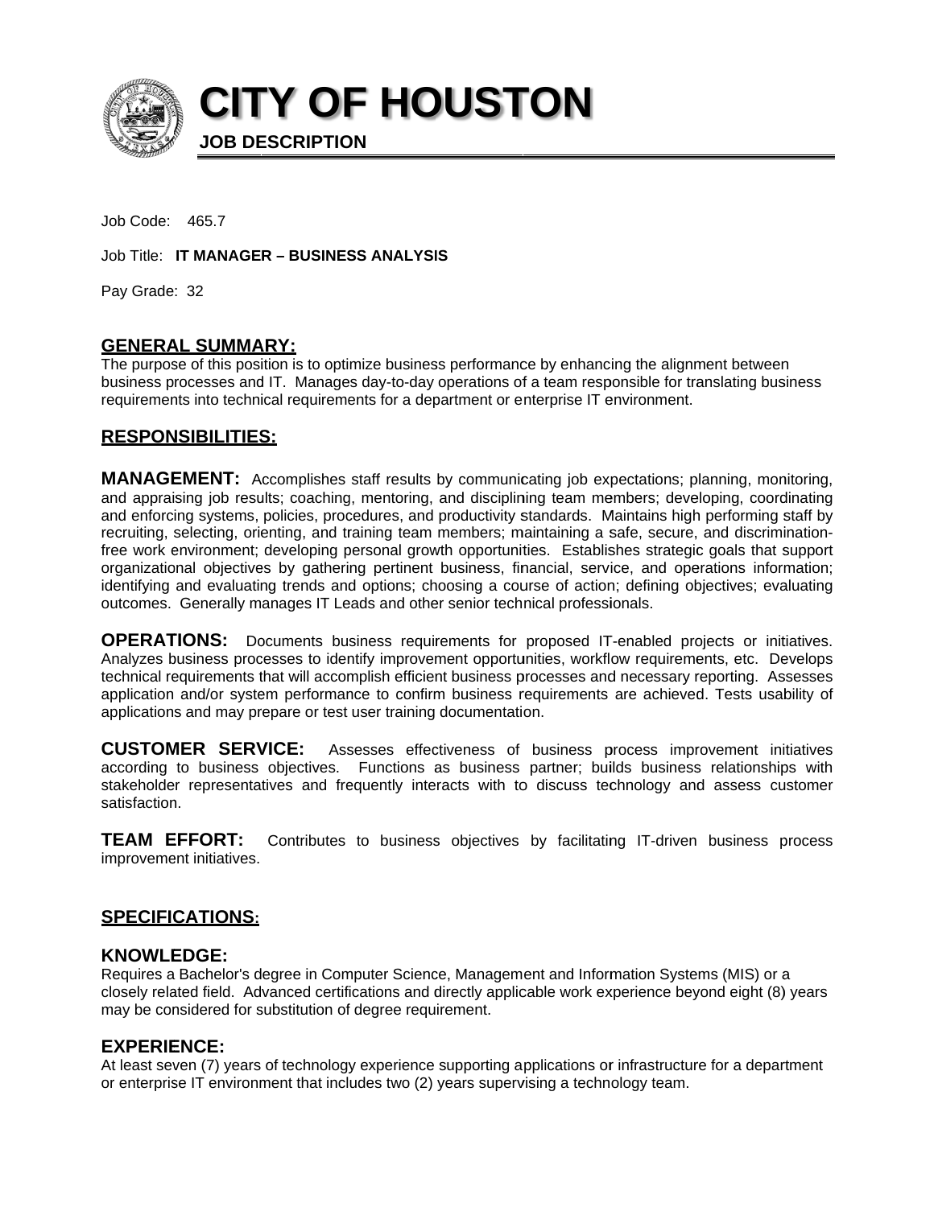# CITY OF HOUSTON

**JOB DESCRIPTION**

Job Code: 465.7

Job Title: **IT MANAGER – BUSINESS ANALYSIS**

Pay Grade: 32

## GENERAL SUMMARY:

The purpose of this position is to optimize business performance by enhancing the alignment between business processes and IT. Manages day-to-day operations of a team responsible for translating business requirements into technical requirements for a department or enterprise IT environment.

## RESPONSIBILITIES:

**MANAGEMENT:** Accomplishes staff results by communicating job expectations; planning, monitoring, and appraising job results; coaching, mentoring, and disciplining team members; developing, coordinating and enforcing systems, policies, procedures, and productivity standards. Maintains high performing staff by recruiting, selecting, orienting, and training team members; maintaining a safe, secure, and discrimination-free work environment; developing personal growth opportunities. Establishes strategic goals that support organizational objectives by gathering pertinent business, financial, service, and operations information; identifying and evaluating trends and options; choosing a course of action; defining objectives; evaluating outcomes. Generally manages IT Leads and other senior technical professionals.

**OPERATIONS:** Documents business requirements for proposed IT-enabled projects or initiatives. Analyzes business processes to identify improvement opportunities, workflow requirements, etc. Develops technical requirements that will accomplish efficient business processes and necessary reporting. Assesses application and/or system performance to confirm business requirements are achieved. Tests usability of applications and may prepare or test user training documentation.

**CUSTOMER SERVICE:** Assesses effectiveness of business process improvement initiatives according to business objectives. Functions as business partner; builds business relationships with stakeholder representatives and frequently interacts with to discuss technology and assess customer satisfaction.

**TEAM EFFORT:** Contributes to business objectives by facilitating IT-driven business process improvement initiatives.

## SPECIFICATIONS:

### KNOWLEDGE:

Requires a Bachelor's degree in Computer Science, Management and Information Systems (MIS) or a closely related field. Advanced certifications and directly applicable work experience beyond eight (8) years may be considered for substitution of degree requirement.

### EXPERIENCE:

At least seven (7) years of technology experience supporting applications or infrastructure for a department or enterprise IT environment that includes two (2) years supervising a technology team.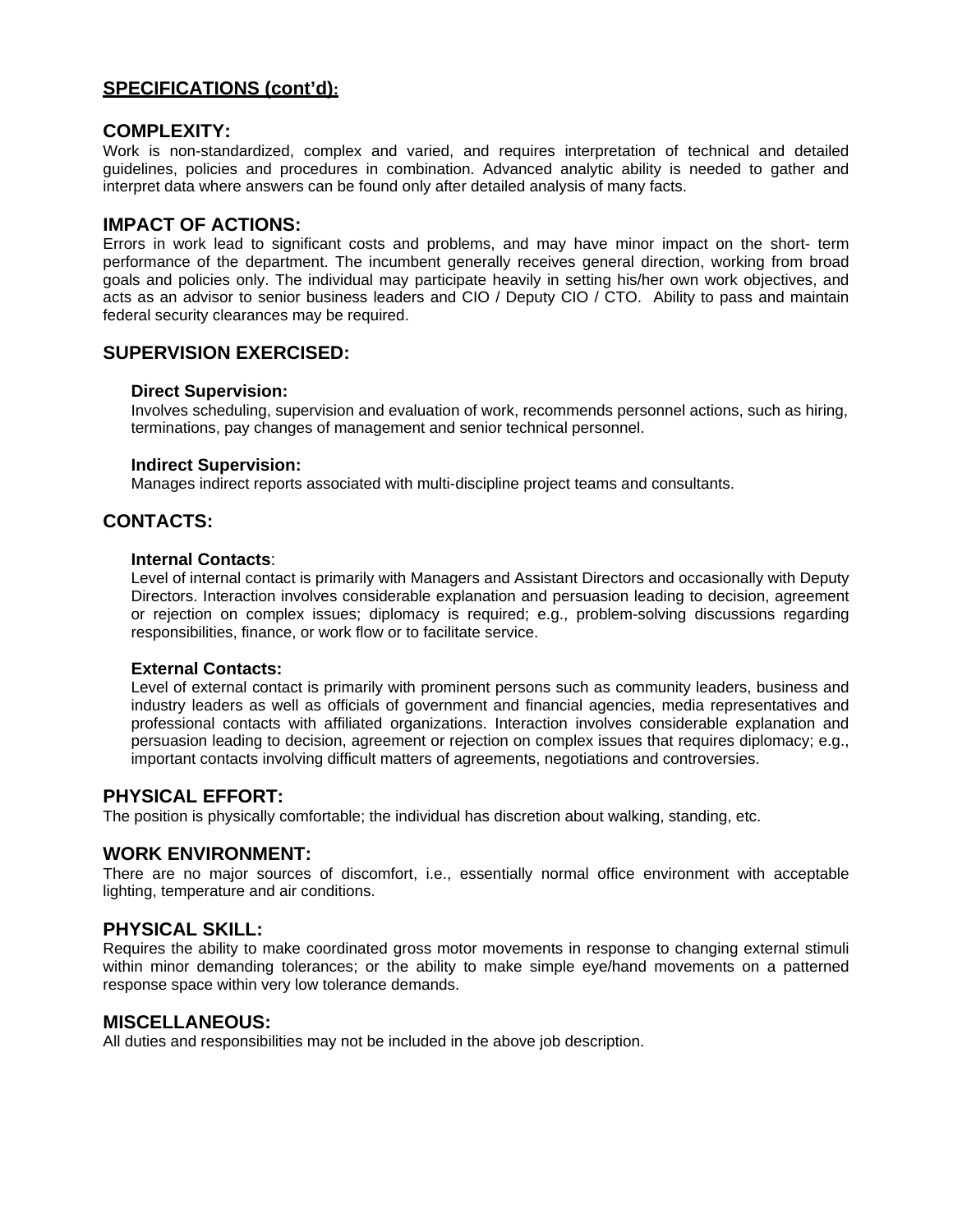## SPECIFICATIONS (cont'd):

## COMPLEXITY:

Work is non-standardized, complex and varied, and requires interpretation of technical and detailed guidelines, policies and procedures in combination. Advanced analytic ability is needed to gather and interpret data where answers can be found only after detailed analysis of many facts.

## IMPACT OF ACTIONS:

Errors in work lead to significant costs and problems, and may have minor impact on the short- term performance of the department. The incumbent generally receives general direction, working from broad goals and policies only. The individual may participate heavily in setting his/her own work objectives, and acts as an advisor to senior business leaders and CIO / Deputy CIO / CTO. Ability to pass and maintain federal security clearances may be required.

## SUPERVISION EXERCISED:

### Direct Supervision:

Involves scheduling, supervision and evaluation of work, recommends personnel actions, such as hiring, terminations, pay changes of management and senior technical personnel.

### Indirect Supervision:

Manages indirect reports associated with multi-discipline project teams and consultants.

## CONTACTS:

### Internal Contacts:

Level of internal contact is primarily with Managers and Assistant Directors and occasionally with Deputy Directors. Interaction involves considerable explanation and persuasion leading to decision, agreement or rejection on complex issues; diplomacy is required; e.g., problem-solving discussions regarding responsibilities, finance, or work flow or to facilitate service.

### External Contacts:

Level of external contact is primarily with prominent persons such as community leaders, business and industry leaders as well as officials of government and financial agencies, media representatives and professional contacts with affiliated organizations. Interaction involves considerable explanation and persuasion leading to decision, agreement or rejection on complex issues that requires diplomacy; e.g., important contacts involving difficult matters of agreements, negotiations and controversies.

## PHYSICAL EFFORT:

The position is physically comfortable; the individual has discretion about walking, standing, etc.

## WORK ENVIRONMENT:

There are no major sources of discomfort, i.e., essentially normal office environment with acceptable lighting, temperature and air conditions.

## PHYSICAL SKILL:

Requires the ability to make coordinated gross motor movements in response to changing external stimuli within minor demanding tolerances; or the ability to make simple eye/hand movements on a patterned response space within very low tolerance demands.

## MISCELLANEOUS:

All duties and responsibilities may not be included in the above job description.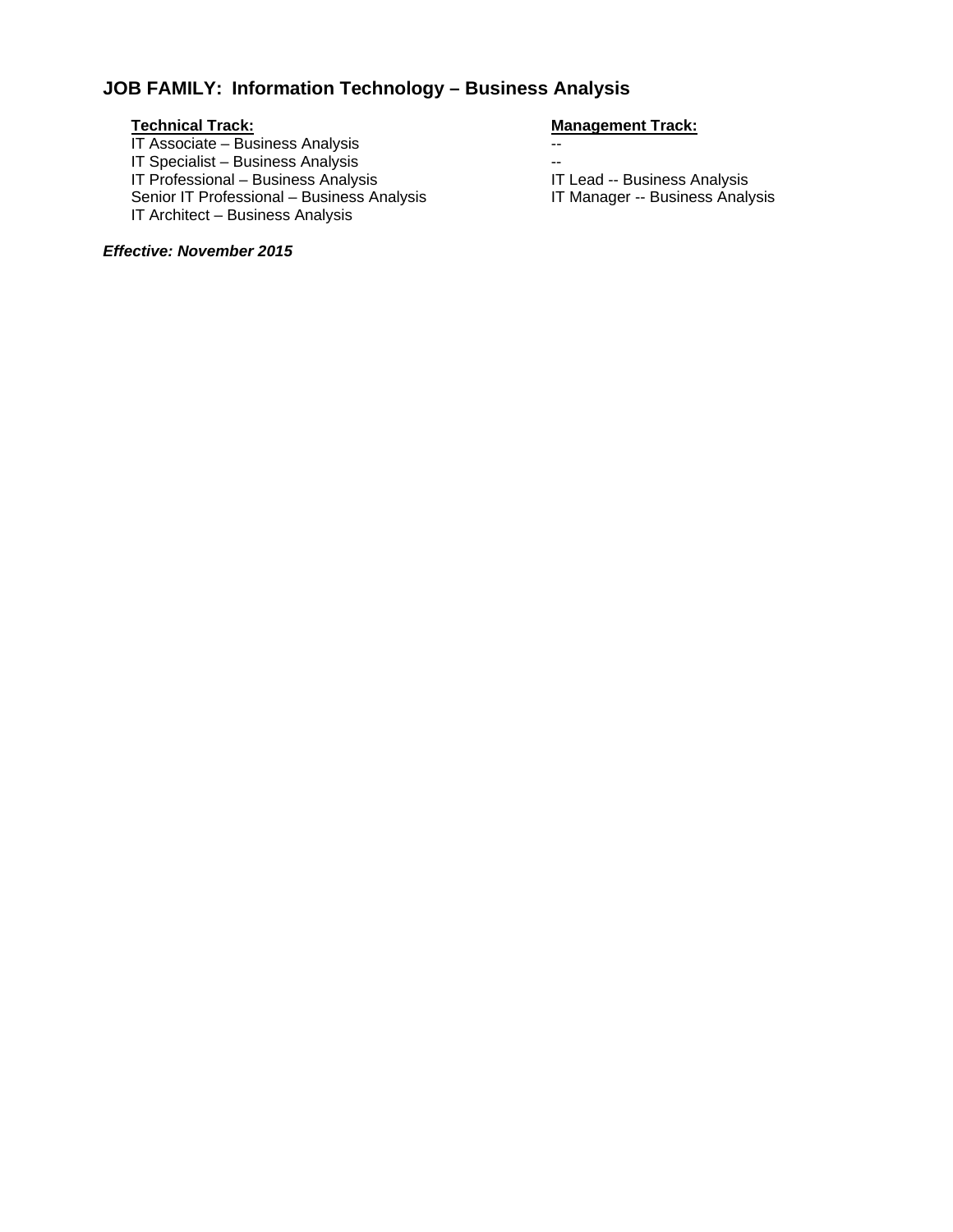## JOB FAMILY: Information Technology – Business Analysis

| **Technical Track:** | **Management Track:** |
| --- | --- |
| IT Associate – Business Analysis | -- |
| IT Specialist – Business Analysis | -- |
| IT Professional – Business Analysis | IT Lead -- Business Analysis |
| Senior IT Professional – Business Analysis | IT Manager -- Business Analysis |
| IT Architect – Business Analysis | |

***Effective: November 2015***